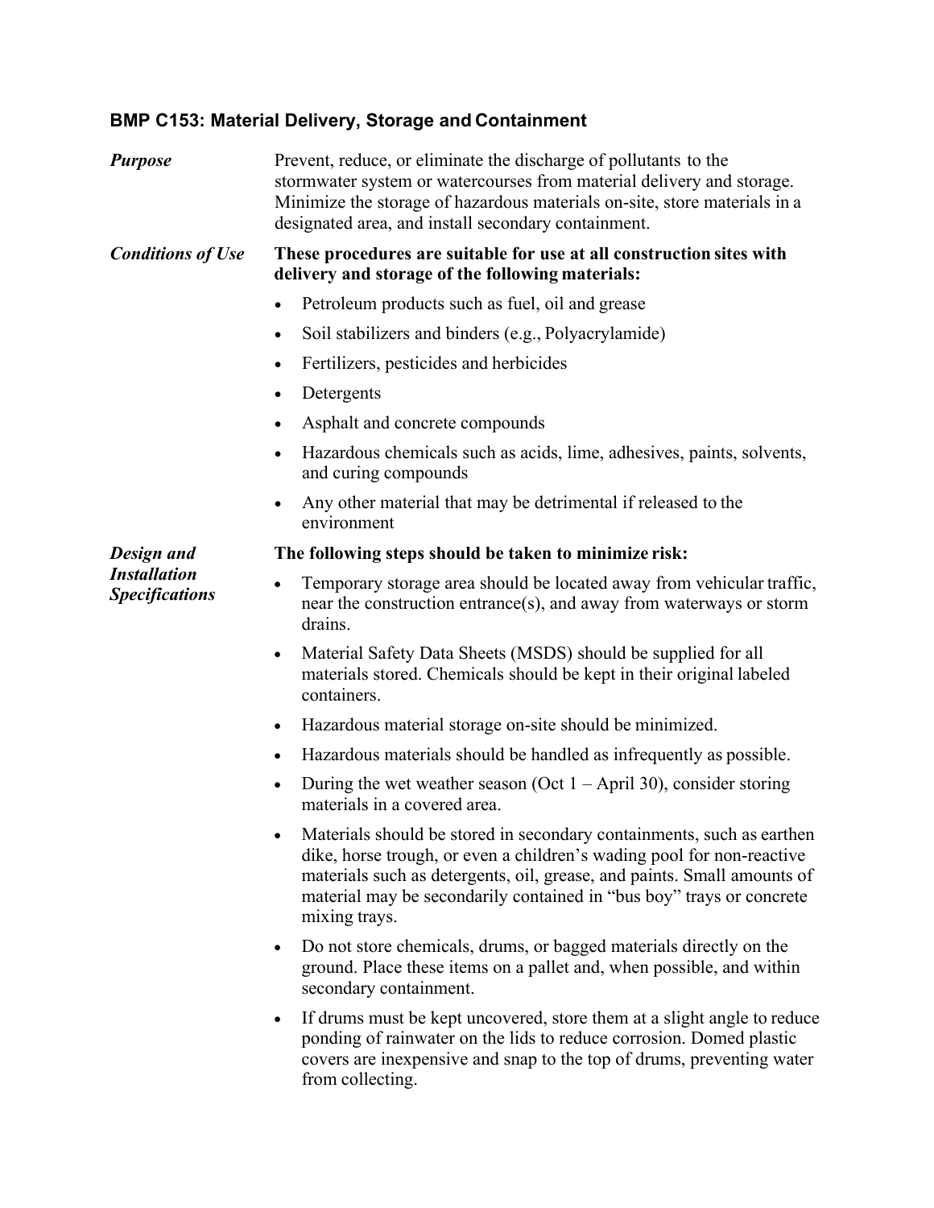## BMP C153: Material Delivery, Storage and Containment

***Purpose***

Prevent, reduce, or eliminate the discharge of pollutants to the stormwater system or watercourses from material delivery and storage. Minimize the storage of hazardous materials on-site, store materials in a designated area, and install secondary containment.

***Conditions of Use***

**These procedures are suitable for use at all construction sites with delivery and storage of the following materials:**

- Petroleum products such as fuel, oil and grease
- Soil stabilizers and binders (e.g., Polyacrylamide)
- Fertilizers, pesticides and herbicides
- Detergents
- Asphalt and concrete compounds
- Hazardous chemicals such as acids, lime, adhesives, paints, solvents, and curing compounds
- Any other material that may be detrimental if released to the environment

***Design and Installation Specifications***

**The following steps should be taken to minimize risk:**

- Temporary storage area should be located away from vehicular traffic, near the construction entrance(s), and away from waterways or storm drains.
- Material Safety Data Sheets (MSDS) should be supplied for all materials stored. Chemicals should be kept in their original labeled containers.
- Hazardous material storage on-site should be minimized.
- Hazardous materials should be handled as infrequently as possible.
- During the wet weather season (Oct 1 – April 30), consider storing materials in a covered area.
- Materials should be stored in secondary containments, such as earthen dike, horse trough, or even a children's wading pool for non-reactive materials such as detergents, oil, grease, and paints. Small amounts of material may be secondarily contained in "bus boy" trays or concrete mixing trays.
- Do not store chemicals, drums, or bagged materials directly on the ground. Place these items on a pallet and, when possible, and within secondary containment.
- If drums must be kept uncovered, store them at a slight angle to reduce ponding of rainwater on the lids to reduce corrosion. Domed plastic covers are inexpensive and snap to the top of drums, preventing water from collecting.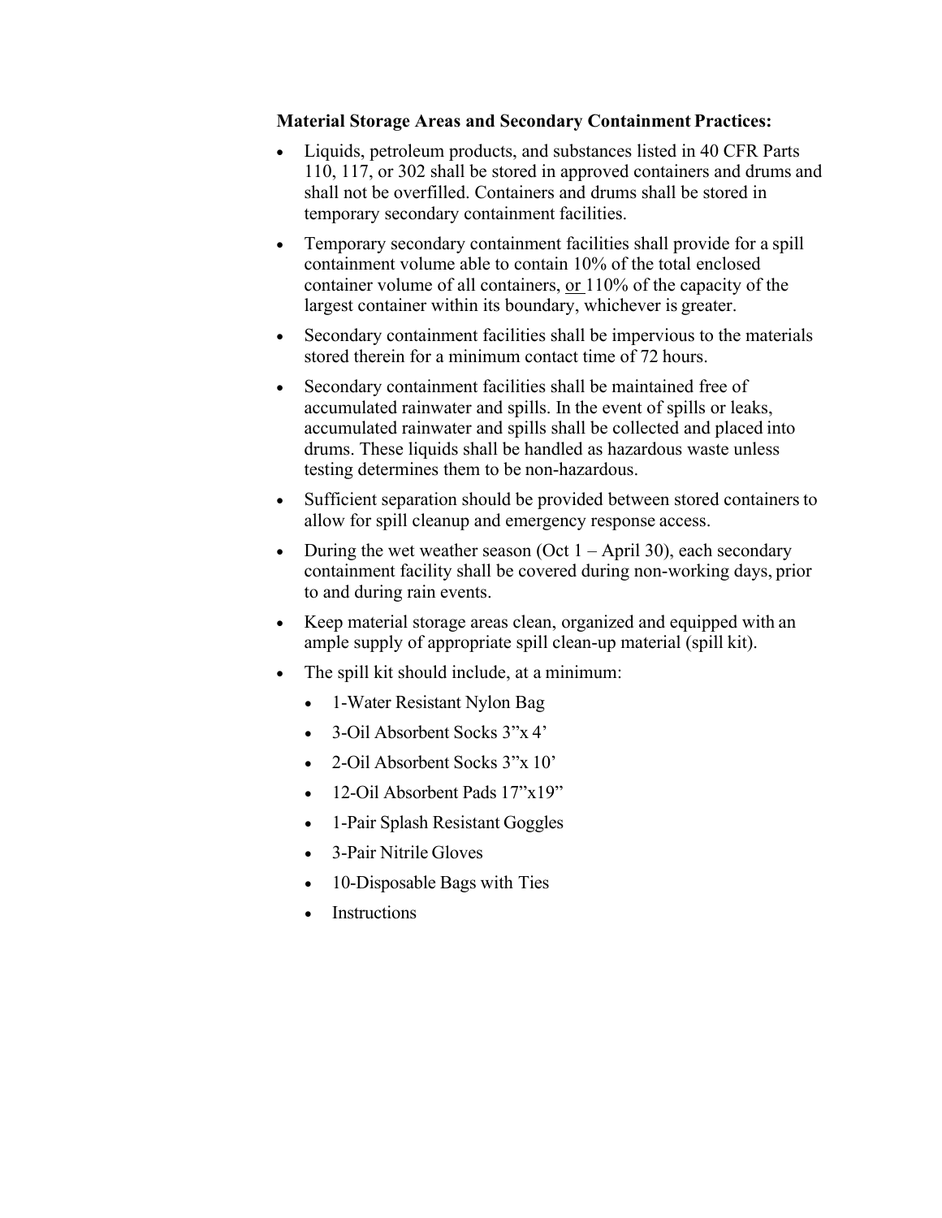**Material Storage Areas and Secondary Containment Practices:**

- Liquids, petroleum products, and substances listed in 40 CFR Parts 110, 117, or 302 shall be stored in approved containers and drums and shall not be overfilled. Containers and drums shall be stored in temporary secondary containment facilities.
- Temporary secondary containment facilities shall provide for a spill containment volume able to contain 10% of the total enclosed container volume of all containers, <u>or</u> 110% of the capacity of the largest container within its boundary, whichever is greater.
- Secondary containment facilities shall be impervious to the materials stored therein for a minimum contact time of 72 hours.
- Secondary containment facilities shall be maintained free of accumulated rainwater and spills. In the event of spills or leaks, accumulated rainwater and spills shall be collected and placed into drums. These liquids shall be handled as hazardous waste unless testing determines them to be non-hazardous.
- Sufficient separation should be provided between stored containers to allow for spill cleanup and emergency response access.
- During the wet weather season (Oct 1 – April 30), each secondary containment facility shall be covered during non-working days, prior to and during rain events.
- Keep material storage areas clean, organized and equipped with an ample supply of appropriate spill clean-up material (spill kit).
- The spill kit should include, at a minimum:
  - 1-Water Resistant Nylon Bag
  - 3-Oil Absorbent Socks 3"x 4'
  - 2-Oil Absorbent Socks 3"x 10'
  - 12-Oil Absorbent Pads 17"x19"
  - 1-Pair Splash Resistant Goggles
  - 3-Pair Nitrile Gloves
  - 10-Disposable Bags with Ties
  - Instructions